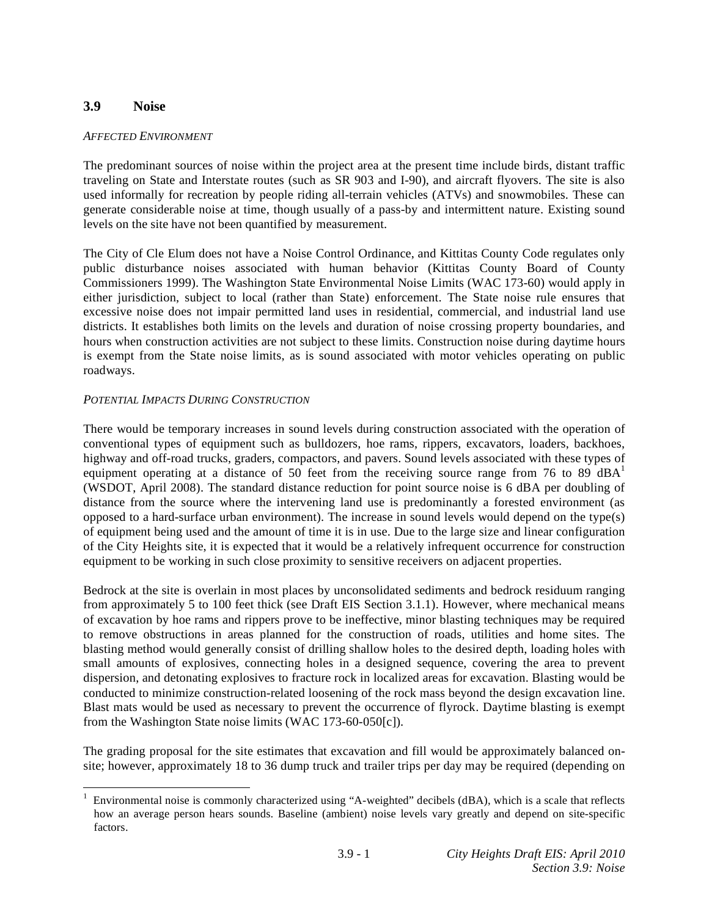## 3.9 Noise

*AFFECTED ENVIRONMENT*

The predominant sources of noise within the project area at the present time include birds, distant traffic traveling on State and Interstate routes (such as SR 903 and I-90), and aircraft flyovers. The site is also used informally for recreation by people riding all-terrain vehicles (ATVs) and snowmobiles. These can generate considerable noise at time, though usually of a pass-by and intermittent nature. Existing sound levels on the site have not been quantified by measurement.

The City of Cle Elum does not have a Noise Control Ordinance, and Kittitas County Code regulates only public disturbance noises associated with human behavior (Kittitas County Board of County Commissioners 1999). The Washington State Environmental Noise Limits (WAC 173-60) would apply in either jurisdiction, subject to local (rather than State) enforcement. The State noise rule ensures that excessive noise does not impair permitted land uses in residential, commercial, and industrial land use districts. It establishes both limits on the levels and duration of noise crossing property boundaries, and hours when construction activities are not subject to these limits. Construction noise during daytime hours is exempt from the State noise limits, as is sound associated with motor vehicles operating on public roadways.

*POTENTIAL IMPACTS DURING CONSTRUCTION*

There would be temporary increases in sound levels during construction associated with the operation of conventional types of equipment such as bulldozers, hoe rams, rippers, excavators, loaders, backhoes, highway and off-road trucks, graders, compactors, and pavers. Sound levels associated with these types of equipment operating at a distance of 50 feet from the receiving source range from 76 to 89 dBA[1] (WSDOT, April 2008). The standard distance reduction for point source noise is 6 dBA per doubling of distance from the source where the intervening land use is predominantly a forested environment (as opposed to a hard-surface urban environment). The increase in sound levels would depend on the type(s) of equipment being used and the amount of time it is in use. Due to the large size and linear configuration of the City Heights site, it is expected that it would be a relatively infrequent occurrence for construction equipment to be working in such close proximity to sensitive receivers on adjacent properties.

Bedrock at the site is overlain in most places by unconsolidated sediments and bedrock residuum ranging from approximately 5 to 100 feet thick (see Draft EIS Section 3.1.1). However, where mechanical means of excavation by hoe rams and rippers prove to be ineffective, minor blasting techniques may be required to remove obstructions in areas planned for the construction of roads, utilities and home sites. The blasting method would generally consist of drilling shallow holes to the desired depth, loading holes with small amounts of explosives, connecting holes in a designed sequence, covering the area to prevent dispersion, and detonating explosives to fracture rock in localized areas for excavation. Blasting would be conducted to minimize construction-related loosening of the rock mass beyond the design excavation line. Blast mats would be used as necessary to prevent the occurrence of flyrock. Daytime blasting is exempt from the Washington State noise limits (WAC 173-60-050[c]).

The grading proposal for the site estimates that excavation and fill would be approximately balanced on-site; however, approximately 18 to 36 dump truck and trailer trips per day may be required (depending on

[1] Environmental noise is commonly characterized using "A-weighted" decibels (dBA), which is a scale that reflects how an average person hears sounds. Baseline (ambient) noise levels vary greatly and depend on site-specific factors.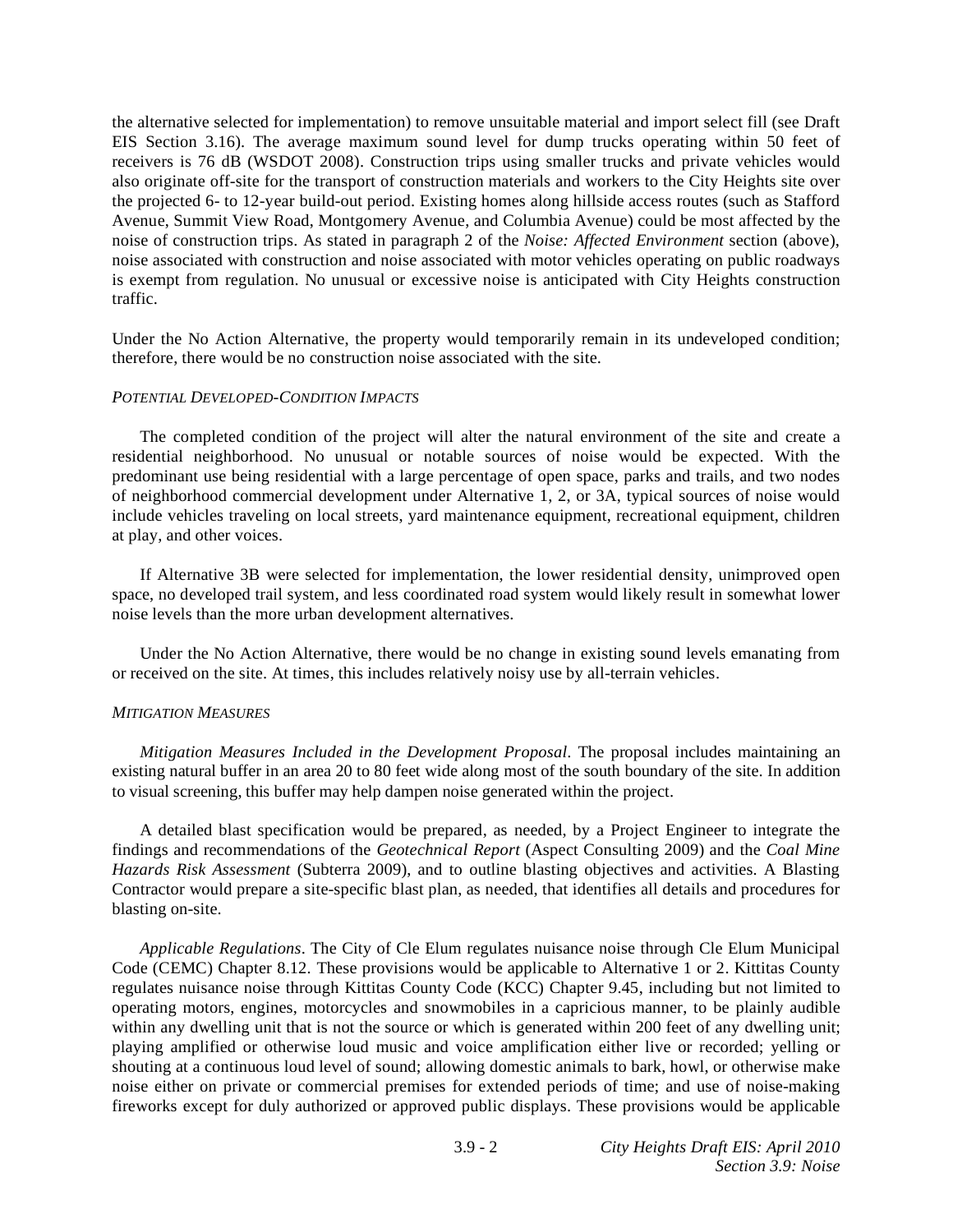the alternative selected for implementation) to remove unsuitable material and import select fill (see Draft EIS Section 3.16). The average maximum sound level for dump trucks operating within 50 feet of receivers is 76 dB (WSDOT 2008). Construction trips using smaller trucks and private vehicles would also originate off-site for the transport of construction materials and workers to the City Heights site over the projected 6- to 12-year build-out period. Existing homes along hillside access routes (such as Stafford Avenue, Summit View Road, Montgomery Avenue, and Columbia Avenue) could be most affected by the noise of construction trips. As stated in paragraph 2 of the *Noise: Affected Environment* section (above), noise associated with construction and noise associated with motor vehicles operating on public roadways is exempt from regulation. No unusual or excessive noise is anticipated with City Heights construction traffic.

Under the No Action Alternative, the property would temporarily remain in its undeveloped condition; therefore, there would be no construction noise associated with the site.

#### *POTENTIAL DEVELOPED-CONDITION IMPACTS*

The completed condition of the project will alter the natural environment of the site and create a residential neighborhood. No unusual or notable sources of noise would be expected. With the predominant use being residential with a large percentage of open space, parks and trails, and two nodes of neighborhood commercial development under Alternative 1, 2, or 3A, typical sources of noise would include vehicles traveling on local streets, yard maintenance equipment, recreational equipment, children at play, and other voices.

If Alternative 3B were selected for implementation, the lower residential density, unimproved open space, no developed trail system, and less coordinated road system would likely result in somewhat lower noise levels than the more urban development alternatives.

Under the No Action Alternative, there would be no change in existing sound levels emanating from or received on the site. At times, this includes relatively noisy use by all-terrain vehicles.

#### *MITIGATION MEASURES*

*Mitigation Measures Included in the Development Proposal*. The proposal includes maintaining an existing natural buffer in an area 20 to 80 feet wide along most of the south boundary of the site. In addition to visual screening, this buffer may help dampen noise generated within the project.

A detailed blast specification would be prepared, as needed, by a Project Engineer to integrate the findings and recommendations of the *Geotechnical Report* (Aspect Consulting 2009) and the *Coal Mine Hazards Risk Assessment* (Subterra 2009), and to outline blasting objectives and activities. A Blasting Contractor would prepare a site-specific blast plan, as needed, that identifies all details and procedures for blasting on-site.

*Applicable Regulations*. The City of Cle Elum regulates nuisance noise through Cle Elum Municipal Code (CEMC) Chapter 8.12. These provisions would be applicable to Alternative 1 or 2. Kittitas County regulates nuisance noise through Kittitas County Code (KCC) Chapter 9.45, including but not limited to operating motors, engines, motorcycles and snowmobiles in a capricious manner, to be plainly audible within any dwelling unit that is not the source or which is generated within 200 feet of any dwelling unit; playing amplified or otherwise loud music and voice amplification either live or recorded; yelling or shouting at a continuous loud level of sound; allowing domestic animals to bark, howl, or otherwise make noise either on private or commercial premises for extended periods of time; and use of noise-making fireworks except for duly authorized or approved public displays. These provisions would be applicable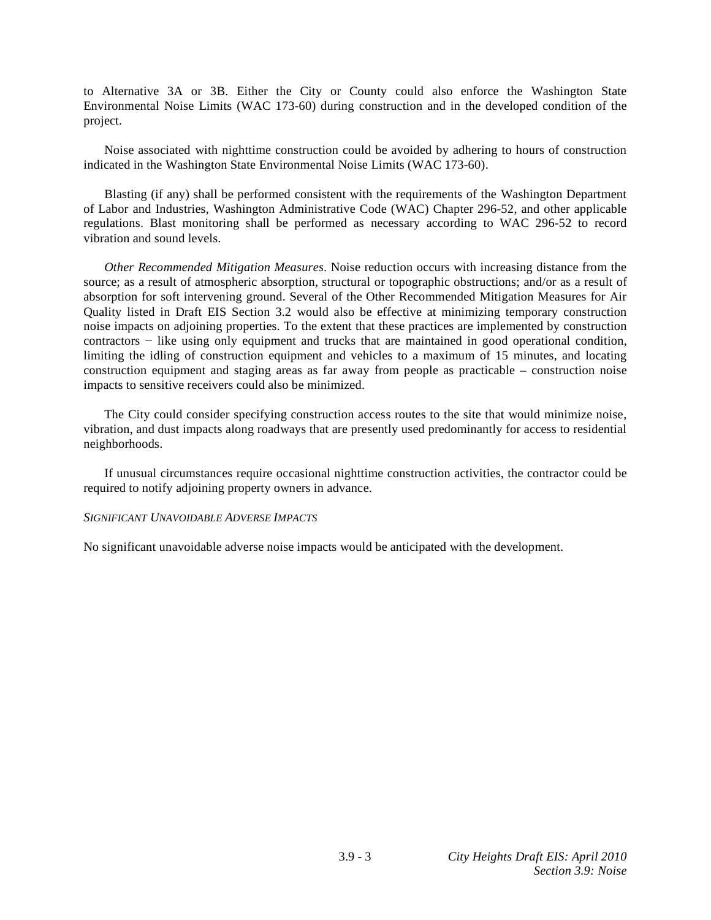to Alternative 3A or 3B. Either the City or County could also enforce the Washington State Environmental Noise Limits (WAC 173-60) during construction and in the developed condition of the project.

Noise associated with nighttime construction could be avoided by adhering to hours of construction indicated in the Washington State Environmental Noise Limits (WAC 173-60).

Blasting (if any) shall be performed consistent with the requirements of the Washington Department of Labor and Industries, Washington Administrative Code (WAC) Chapter 296-52, and other applicable regulations. Blast monitoring shall be performed as necessary according to WAC 296-52 to record vibration and sound levels.

*Other Recommended Mitigation Measures*. Noise reduction occurs with increasing distance from the source; as a result of atmospheric absorption, structural or topographic obstructions; and/or as a result of absorption for soft intervening ground. Several of the Other Recommended Mitigation Measures for Air Quality listed in Draft EIS Section 3.2 would also be effective at minimizing temporary construction noise impacts on adjoining properties. To the extent that these practices are implemented by construction contractors − like using only equipment and trucks that are maintained in good operational condition, limiting the idling of construction equipment and vehicles to a maximum of 15 minutes, and locating construction equipment and staging areas as far away from people as practicable – construction noise impacts to sensitive receivers could also be minimized.

The City could consider specifying construction access routes to the site that would minimize noise, vibration, and dust impacts along roadways that are presently used predominantly for access to residential neighborhoods.

If unusual circumstances require occasional nighttime construction activities, the contractor could be required to notify adjoining property owners in advance.

*SIGNIFICANT UNAVOIDABLE ADVERSE IMPACTS*

No significant unavoidable adverse noise impacts would be anticipated with the development.